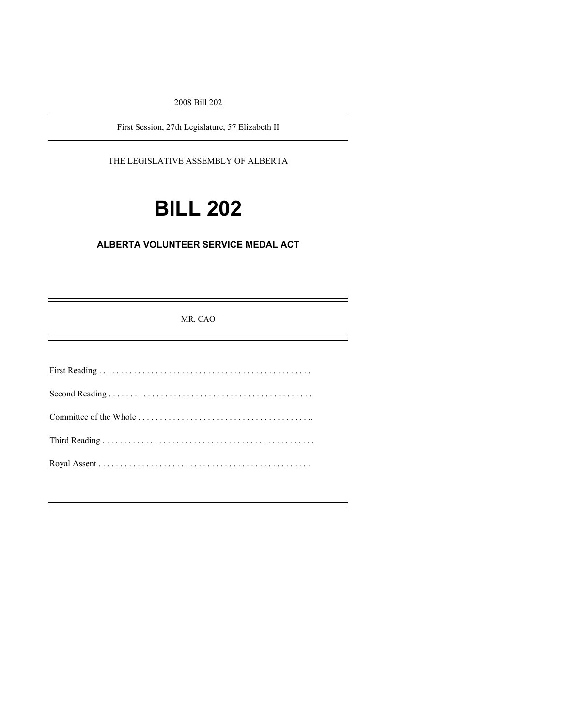2008 Bill 202

---

First Session, 27th Legislature, 57 Elizabeth II

---

THE LEGISLATIVE ASSEMBLY OF ALBERTA

# BILL 202

## ALBERTA VOLUNTEER SERVICE MEDAL ACT

---

MR. CAO

---

First Reading . . . . . . . . . . . . . . . . . . . . . . . . . . . . . . . . . . . . . . . . . . . . . . . . .

Second Reading . . . . . . . . . . . . . . . . . . . . . . . . . . . . . . . . . . . . . . . . . . . . . . .

Committee of the Whole . . . . . . . . . . . . . . . . . . . . . . . . . . . . . . . . . . . . . . . ..

Third Reading . . . . . . . . . . . . . . . . . . . . . . . . . . . . . . . . . . . . . . . . . . . . . . . . .

Royal Assent . . . . . . . . . . . . . . . . . . . . . . . . . . . . . . . . . . . . . . . . . . . . . . . . .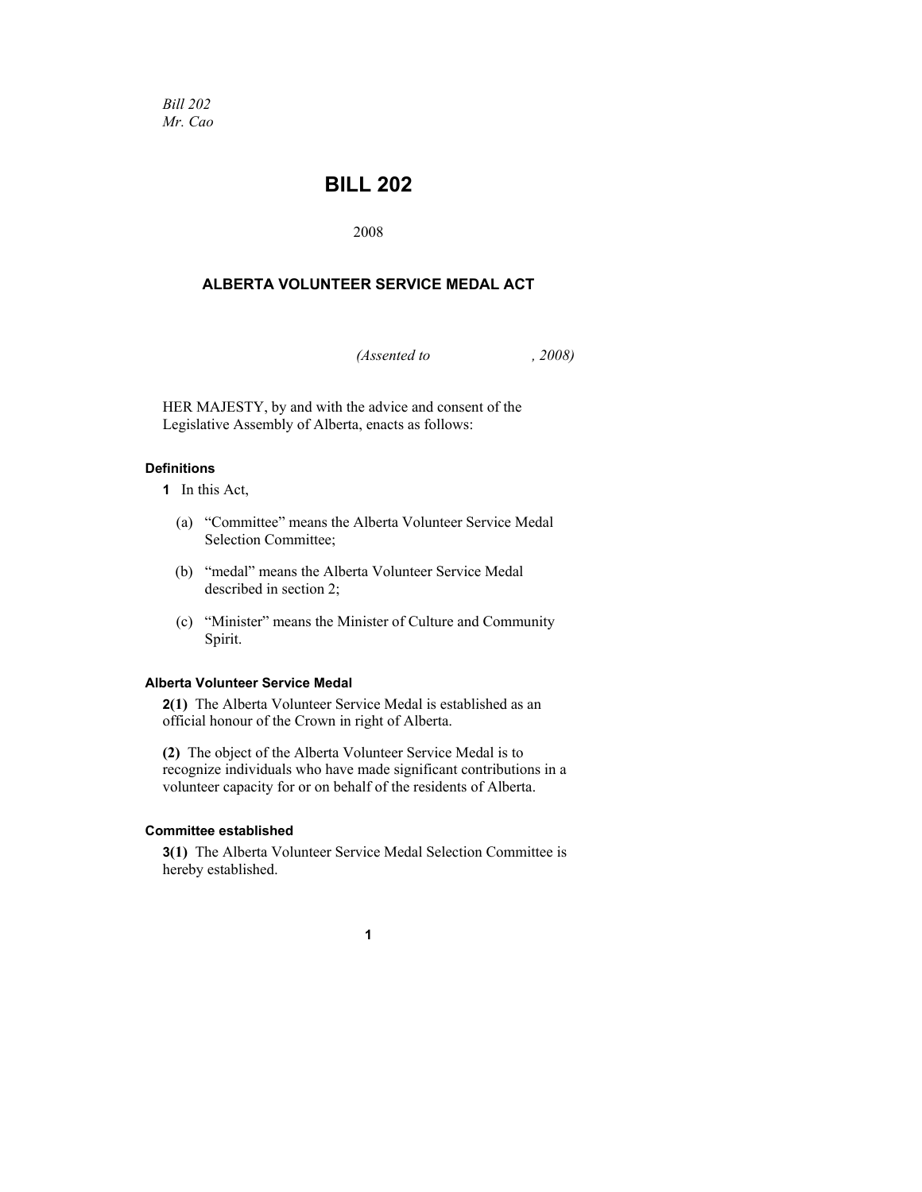*Bill 202*
*Mr. Cao*

# BILL 202

2008

## ALBERTA VOLUNTEER SERVICE MEDAL ACT

*(Assented to , 2008)*

HER MAJESTY, by and with the advice and consent of the Legislative Assembly of Alberta, enacts as follows:

#### Definitions

**1** In this Act,

(a) "Committee" means the Alberta Volunteer Service Medal Selection Committee;

(b) "medal" means the Alberta Volunteer Service Medal described in section 2;

(c) "Minister" means the Minister of Culture and Community Spirit.

#### Alberta Volunteer Service Medal

**2(1)** The Alberta Volunteer Service Medal is established as an official honour of the Crown in right of Alberta.

**(2)** The object of the Alberta Volunteer Service Medal is to recognize individuals who have made significant contributions in a volunteer capacity for or on behalf of the residents of Alberta.

#### Committee established

**3(1)** The Alberta Volunteer Service Medal Selection Committee is hereby established.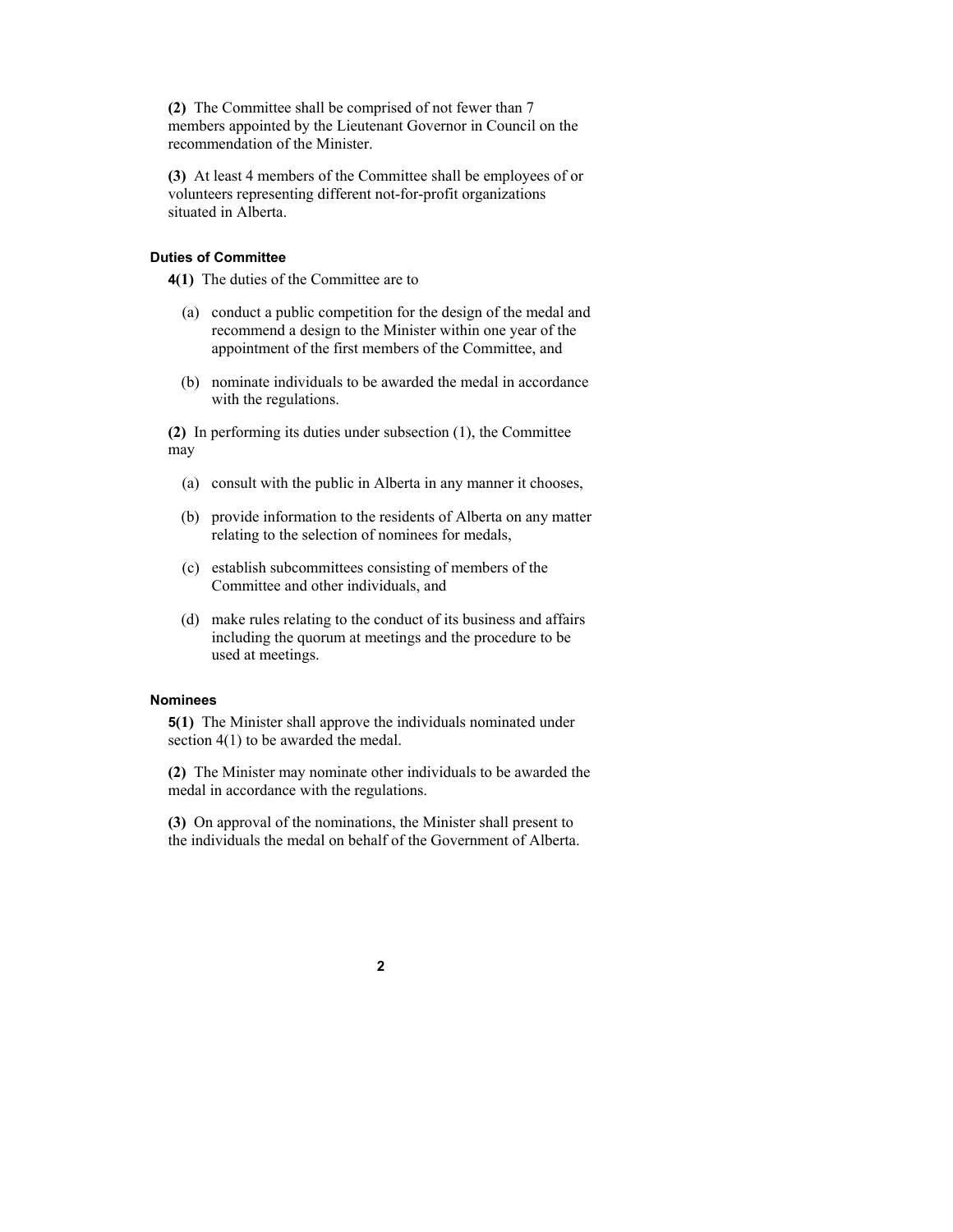**(2)** The Committee shall be comprised of not fewer than 7 members appointed by the Lieutenant Governor in Council on the recommendation of the Minister.

**(3)** At least 4 members of the Committee shall be employees of or volunteers representing different not-for-profit organizations situated in Alberta.

#### Duties of Committee

**4(1)** The duties of the Committee are to

- (a) conduct a public competition for the design of the medal and recommend a design to the Minister within one year of the appointment of the first members of the Committee, and
- (b) nominate individuals to be awarded the medal in accordance with the regulations.

**(2)** In performing its duties under subsection (1), the Committee may

- (a) consult with the public in Alberta in any manner it chooses,
- (b) provide information to the residents of Alberta on any matter relating to the selection of nominees for medals,
- (c) establish subcommittees consisting of members of the Committee and other individuals, and
- (d) make rules relating to the conduct of its business and affairs including the quorum at meetings and the procedure to be used at meetings.

#### Nominees

**5(1)** The Minister shall approve the individuals nominated under section 4(1) to be awarded the medal.

**(2)** The Minister may nominate other individuals to be awarded the medal in accordance with the regulations.

**(3)** On approval of the nominations, the Minister shall present to the individuals the medal on behalf of the Government of Alberta.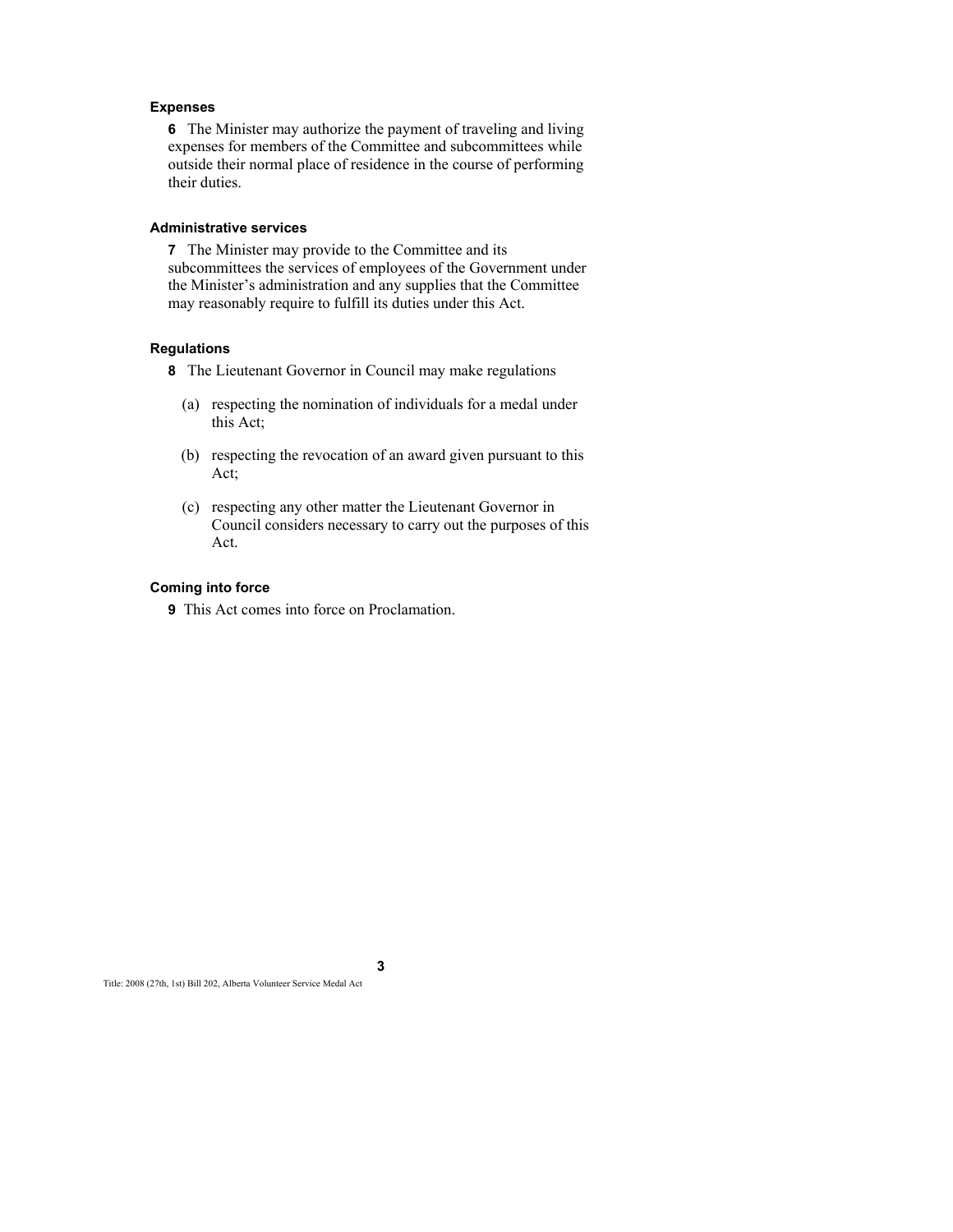**Expenses**

**6** The Minister may authorize the payment of traveling and living expenses for members of the Committee and subcommittees while outside their normal place of residence in the course of performing their duties.

**Administrative services**

**7** The Minister may provide to the Committee and its subcommittees the services of employees of the Government under the Minister's administration and any supplies that the Committee may reasonably require to fulfill its duties under this Act.

**Regulations**

**8** The Lieutenant Governor in Council may make regulations

(a) respecting the nomination of individuals for a medal under this Act;

(b) respecting the revocation of an award given pursuant to this Act;

(c) respecting any other matter the Lieutenant Governor in Council considers necessary to carry out the purposes of this Act.

**Coming into force**

**9** This Act comes into force on Proclamation.